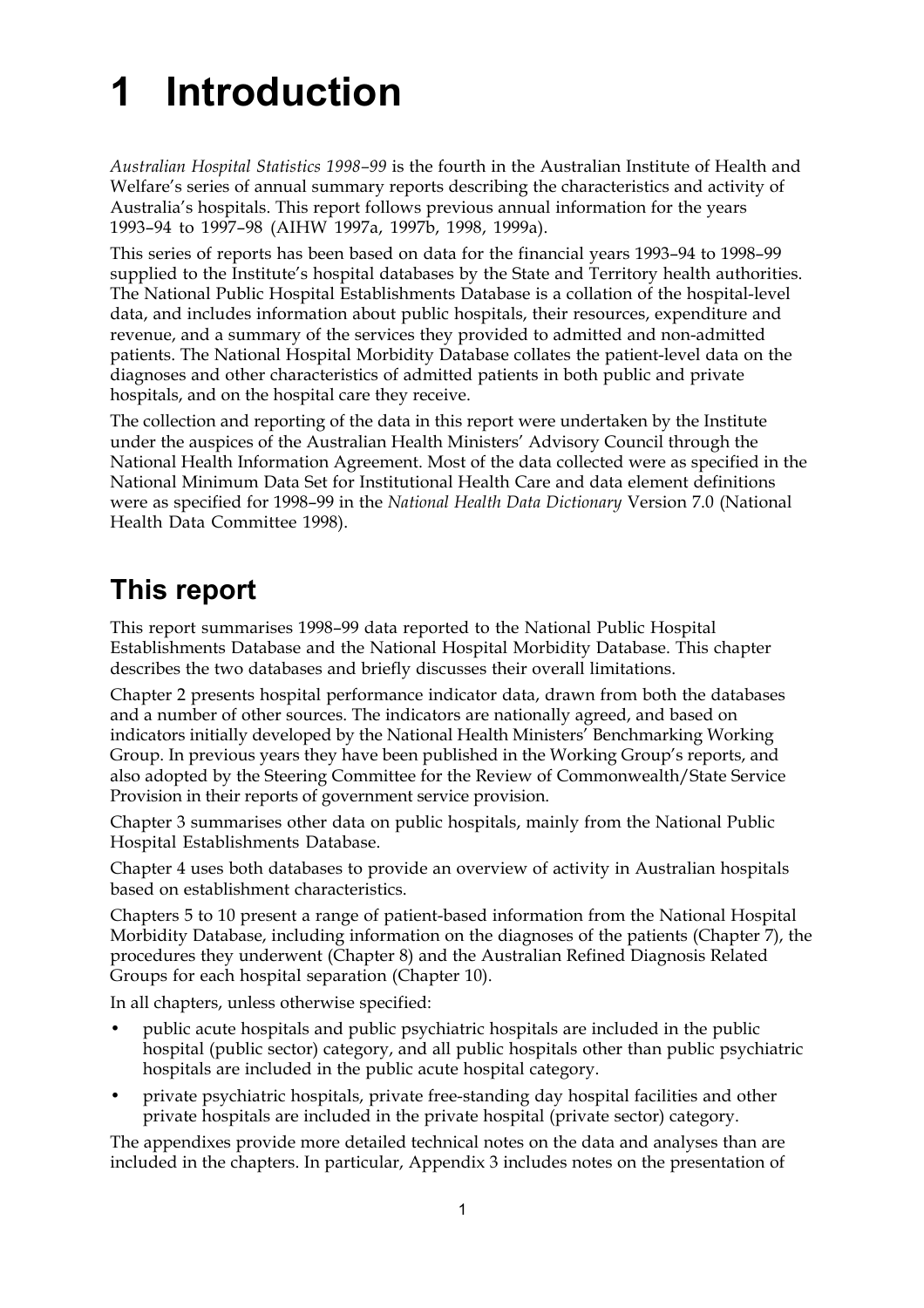# 1 Introduction

*Australian Hospital Statistics 1998–99* is the fourth in the Australian Institute of Health and Welfare's series of annual summary reports describing the characteristics and activity of Australia's hospitals. This report follows previous annual information for the years 1993–94 to 1997–98 (AIHW 1997a, 1997b, 1998, 1999a).

This series of reports has been based on data for the financial years 1993–94 to 1998–99 supplied to the Institute's hospital databases by the State and Territory health authorities. The National Public Hospital Establishments Database is a collation of the hospital-level data, and includes information about public hospitals, their resources, expenditure and revenue, and a summary of the services they provided to admitted and non-admitted patients. The National Hospital Morbidity Database collates the patient-level data on the diagnoses and other characteristics of admitted patients in both public and private hospitals, and on the hospital care they receive.

The collection and reporting of the data in this report were undertaken by the Institute under the auspices of the Australian Health Ministers' Advisory Council through the National Health Information Agreement. Most of the data collected were as specified in the National Minimum Data Set for Institutional Health Care and data element definitions were as specified for 1998–99 in the *National Health Data Dictionary* Version 7.0 (National Health Data Committee 1998).

## This report

This report summarises 1998–99 data reported to the National Public Hospital Establishments Database and the National Hospital Morbidity Database. This chapter describes the two databases and briefly discusses their overall limitations.

Chapter 2 presents hospital performance indicator data, drawn from both the databases and a number of other sources. The indicators are nationally agreed, and based on indicators initially developed by the National Health Ministers' Benchmarking Working Group. In previous years they have been published in the Working Group's reports, and also adopted by the Steering Committee for the Review of Commonwealth/State Service Provision in their reports of government service provision.

Chapter 3 summarises other data on public hospitals, mainly from the National Public Hospital Establishments Database.

Chapter 4 uses both databases to provide an overview of activity in Australian hospitals based on establishment characteristics.

Chapters 5 to 10 present a range of patient-based information from the National Hospital Morbidity Database, including information on the diagnoses of the patients (Chapter 7), the procedures they underwent (Chapter 8) and the Australian Refined Diagnosis Related Groups for each hospital separation (Chapter 10).

In all chapters, unless otherwise specified:

- public acute hospitals and public psychiatric hospitals are included in the public hospital (public sector) category, and all public hospitals other than public psychiatric hospitals are included in the public acute hospital category.
- private psychiatric hospitals, private free-standing day hospital facilities and other private hospitals are included in the private hospital (private sector) category.

The appendixes provide more detailed technical notes on the data and analyses than are included in the chapters. In particular, Appendix 3 includes notes on the presentation of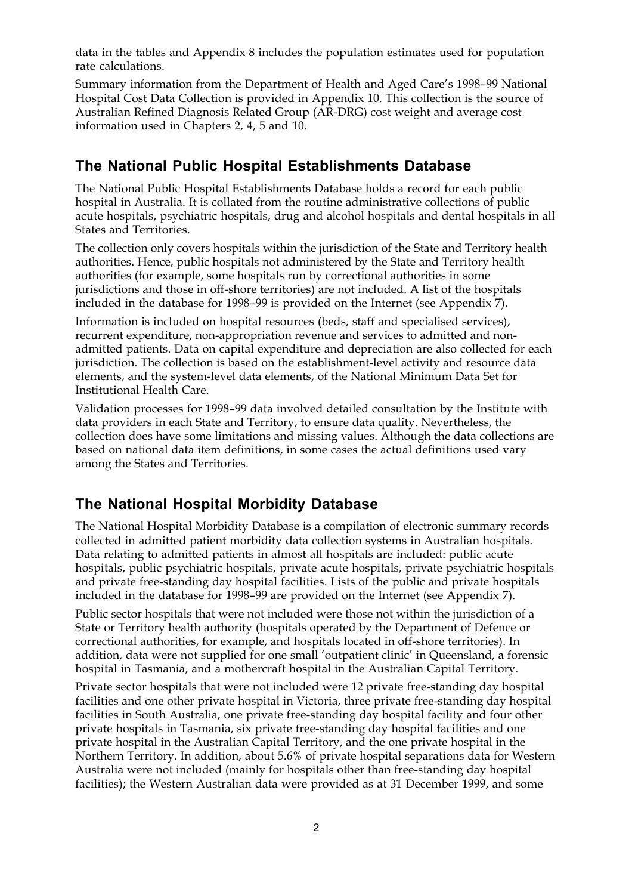data in the tables and Appendix 8 includes the population estimates used for population rate calculations.

Summary information from the Department of Health and Aged Care's 1998–99 National Hospital Cost Data Collection is provided in Appendix 10. This collection is the source of Australian Refined Diagnosis Related Group (AR-DRG) cost weight and average cost information used in Chapters 2, 4, 5 and 10.

## The National Public Hospital Establishments Database

The National Public Hospital Establishments Database holds a record for each public hospital in Australia. It is collated from the routine administrative collections of public acute hospitals, psychiatric hospitals, drug and alcohol hospitals and dental hospitals in all States and Territories.

The collection only covers hospitals within the jurisdiction of the State and Territory health authorities. Hence, public hospitals not administered by the State and Territory health authorities (for example, some hospitals run by correctional authorities in some jurisdictions and those in off-shore territories) are not included. A list of the hospitals included in the database for 1998–99 is provided on the Internet (see Appendix 7).

Information is included on hospital resources (beds, staff and specialised services), recurrent expenditure, non-appropriation revenue and services to admitted and non-admitted patients. Data on capital expenditure and depreciation are also collected for each jurisdiction. The collection is based on the establishment-level activity and resource data elements, and the system-level data elements, of the National Minimum Data Set for Institutional Health Care.

Validation processes for 1998–99 data involved detailed consultation by the Institute with data providers in each State and Territory, to ensure data quality. Nevertheless, the collection does have some limitations and missing values. Although the data collections are based on national data item definitions, in some cases the actual definitions used vary among the States and Territories.

## The National Hospital Morbidity Database

The National Hospital Morbidity Database is a compilation of electronic summary records collected in admitted patient morbidity data collection systems in Australian hospitals. Data relating to admitted patients in almost all hospitals are included: public acute hospitals, public psychiatric hospitals, private acute hospitals, private psychiatric hospitals and private free-standing day hospital facilities. Lists of the public and private hospitals included in the database for 1998–99 are provided on the Internet (see Appendix 7).

Public sector hospitals that were not included were those not within the jurisdiction of a State or Territory health authority (hospitals operated by the Department of Defence or correctional authorities, for example, and hospitals located in off-shore territories). In addition, data were not supplied for one small 'outpatient clinic' in Queensland, a forensic hospital in Tasmania, and a mothercraft hospital in the Australian Capital Territory.

Private sector hospitals that were not included were 12 private free-standing day hospital facilities and one other private hospital in Victoria, three private free-standing day hospital facilities in South Australia, one private free-standing day hospital facility and four other private hospitals in Tasmania, six private free-standing day hospital facilities and one private hospital in the Australian Capital Territory, and the one private hospital in the Northern Territory. In addition, about 5.6% of private hospital separations data for Western Australia were not included (mainly for hospitals other than free-standing day hospital facilities); the Western Australian data were provided as at 31 December 1999, and some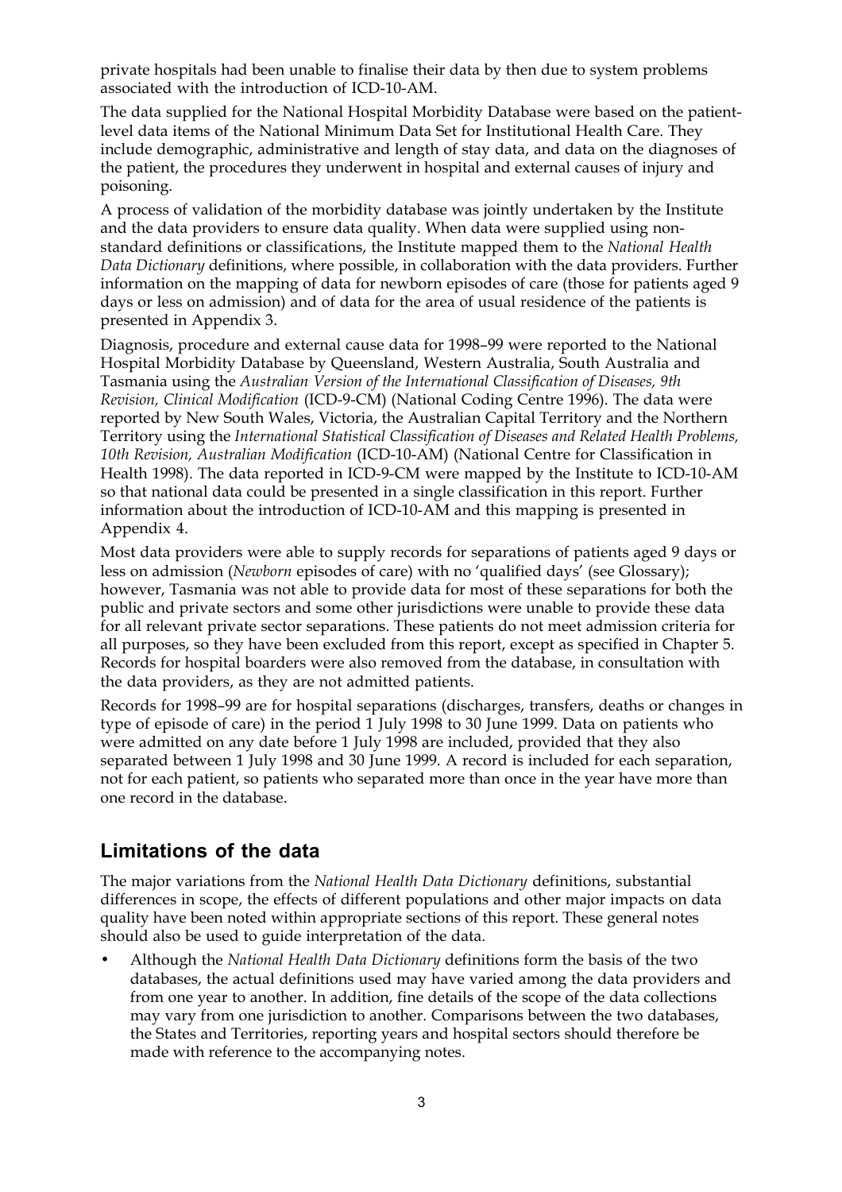private hospitals had been unable to finalise their data by then due to system problems associated with the introduction of ICD-10-AM.

The data supplied for the National Hospital Morbidity Database were based on the patient-level data items of the National Minimum Data Set for Institutional Health Care. They include demographic, administrative and length of stay data, and data on the diagnoses of the patient, the procedures they underwent in hospital and external causes of injury and poisoning.

A process of validation of the morbidity database was jointly undertaken by the Institute and the data providers to ensure data quality. When data were supplied using non-standard definitions or classifications, the Institute mapped them to the *National Health Data Dictionary* definitions, where possible, in collaboration with the data providers. Further information on the mapping of data for newborn episodes of care (those for patients aged 9 days or less on admission) and of data for the area of usual residence of the patients is presented in Appendix 3.

Diagnosis, procedure and external cause data for 1998–99 were reported to the National Hospital Morbidity Database by Queensland, Western Australia, South Australia and Tasmania using the *Australian Version of the International Classification of Diseases, 9th Revision, Clinical Modification* (ICD-9-CM) (National Coding Centre 1996). The data were reported by New South Wales, Victoria, the Australian Capital Territory and the Northern Territory using the *International Statistical Classification of Diseases and Related Health Problems, 10th Revision, Australian Modification* (ICD-10-AM) (National Centre for Classification in Health 1998). The data reported in ICD-9-CM were mapped by the Institute to ICD-10-AM so that national data could be presented in a single classification in this report. Further information about the introduction of ICD-10-AM and this mapping is presented in Appendix 4.

Most data providers were able to supply records for separations of patients aged 9 days or less on admission (*Newborn* episodes of care) with no 'qualified days' (see Glossary); however, Tasmania was not able to provide data for most of these separations for both the public and private sectors and some other jurisdictions were unable to provide these data for all relevant private sector separations. These patients do not meet admission criteria for all purposes, so they have been excluded from this report, except as specified in Chapter 5. Records for hospital boarders were also removed from the database, in consultation with the data providers, as they are not admitted patients.

Records for 1998–99 are for hospital separations (discharges, transfers, deaths or changes in type of episode of care) in the period 1 July 1998 to 30 June 1999. Data on patients who were admitted on any date before 1 July 1998 are included, provided that they also separated between 1 July 1998 and 30 June 1999. A record is included for each separation, not for each patient, so patients who separated more than once in the year have more than one record in the database.

## Limitations of the data

The major variations from the *National Health Data Dictionary* definitions, substantial differences in scope, the effects of different populations and other major impacts on data quality have been noted within appropriate sections of this report. These general notes should also be used to guide interpretation of the data.

- Although the *National Health Data Dictionary* definitions form the basis of the two databases, the actual definitions used may have varied among the data providers and from one year to another. In addition, fine details of the scope of the data collections may vary from one jurisdiction to another. Comparisons between the two databases, the States and Territories, reporting years and hospital sectors should therefore be made with reference to the accompanying notes.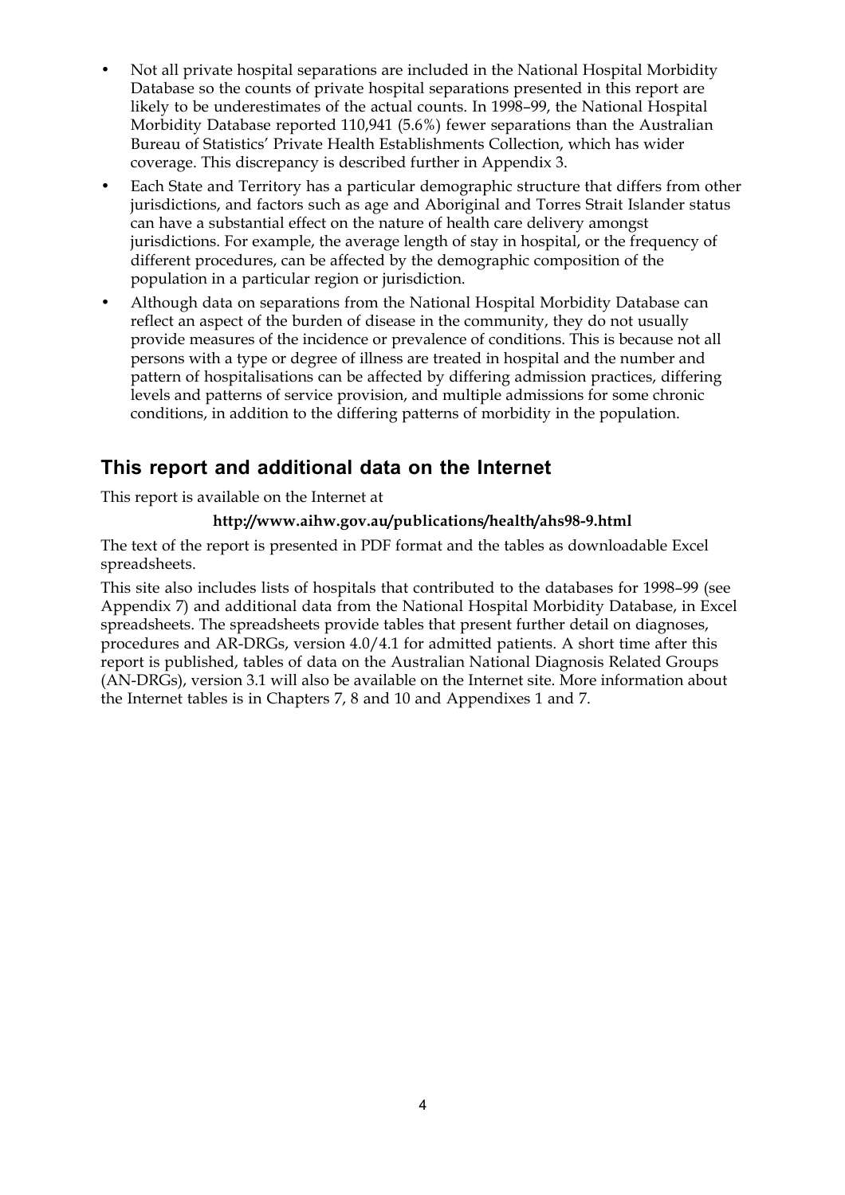- Not all private hospital separations are included in the National Hospital Morbidity Database so the counts of private hospital separations presented in this report are likely to be underestimates of the actual counts. In 1998–99, the National Hospital Morbidity Database reported 110,941 (5.6%) fewer separations than the Australian Bureau of Statistics' Private Health Establishments Collection, which has wider coverage. This discrepancy is described further in Appendix 3.
- Each State and Territory has a particular demographic structure that differs from other jurisdictions, and factors such as age and Aboriginal and Torres Strait Islander status can have a substantial effect on the nature of health care delivery amongst jurisdictions. For example, the average length of stay in hospital, or the frequency of different procedures, can be affected by the demographic composition of the population in a particular region or jurisdiction.
- Although data on separations from the National Hospital Morbidity Database can reflect an aspect of the burden of disease in the community, they do not usually provide measures of the incidence or prevalence of conditions. This is because not all persons with a type or degree of illness are treated in hospital and the number and pattern of hospitalisations can be affected by differing admission practices, differing levels and patterns of service provision, and multiple admissions for some chronic conditions, in addition to the differing patterns of morbidity in the population.

## This report and additional data on the Internet

This report is available on the Internet at

**http://www.aihw.gov.au/publications/health/ahs98-9.html**

The text of the report is presented in PDF format and the tables as downloadable Excel spreadsheets.

This site also includes lists of hospitals that contributed to the databases for 1998–99 (see Appendix 7) and additional data from the National Hospital Morbidity Database, in Excel spreadsheets. The spreadsheets provide tables that present further detail on diagnoses, procedures and AR-DRGs, version 4.0/4.1 for admitted patients. A short time after this report is published, tables of data on the Australian National Diagnosis Related Groups (AN-DRGs), version 3.1 will also be available on the Internet site. More information about the Internet tables is in Chapters 7, 8 and 10 and Appendixes 1 and 7.